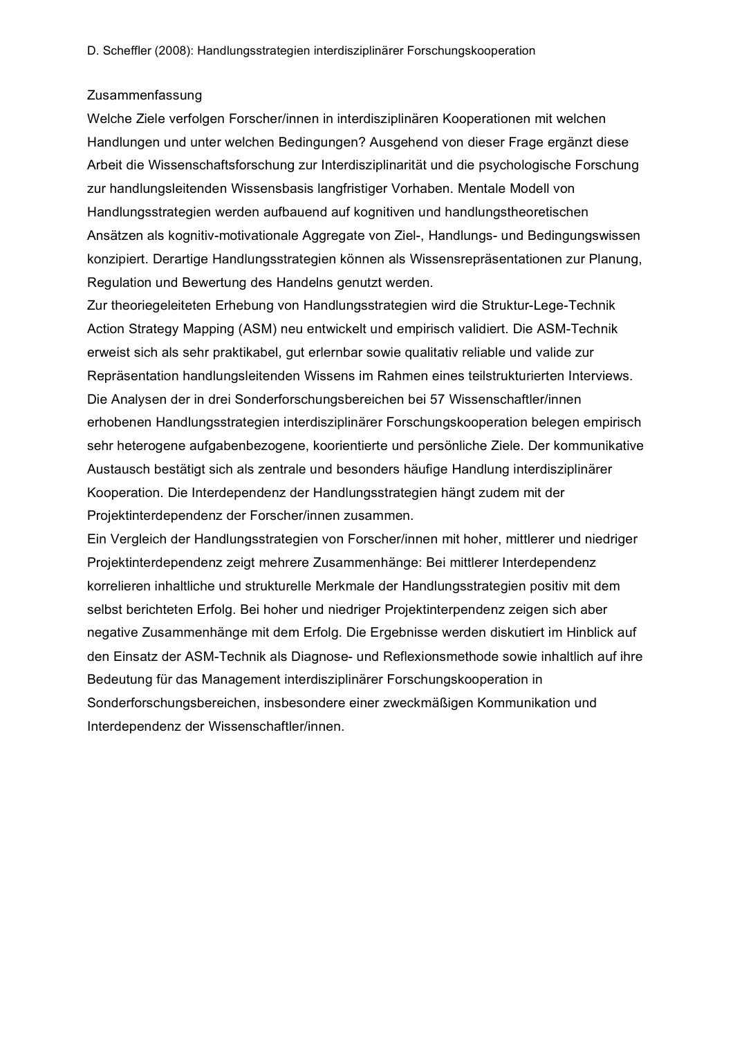## Zusammenfassung

Welche Ziele verfolgen Forscher/innen in interdisziplinären Kooperationen mit welchen Handlungen und unter welchen Bedingungen? Ausgehend von dieser Frage ergänzt diese Arbeit die Wissenschaftsforschung zur Interdisziplinarität und die psychologische Forschung zur handlungsleitenden Wissensbasis langfristiger Vorhaben. Mentale Modell von Handlungsstrategien werden aufbauend auf kognitiven und handlungstheoretischen Ansätzen als kognitiv-motivationale Aggregate von Ziel-, Handlungs- und Bedingungswissen konzipiert. Derartige Handlungsstrategien können als Wissensrepräsentationen zur Planung, Regulation und Bewertung des Handelns genutzt werden.

Zur theoriegeleiteten Erhebung von Handlungsstrategien wird die Struktur-Lege-Technik Action Strategy Mapping (ASM) neu entwickelt und empirisch validiert. Die ASM-Technik erweist sich als sehr praktikabel, gut erlernbar sowie qualitativ reliable und valide zur Repräsentation handlungsleitenden Wissens im Rahmen eines teilstrukturierten Interviews. Die Analysen der in drei Sonderforschungsbereichen bei 57 Wissenschaftler/innen erhobenen Handlungsstrategien interdisziplinärer Forschungskooperation belegen empirisch sehr heterogene aufgabenbezogene, koorientierte und persönliche Ziele. Der kommunikative Austausch bestätigt sich als zentrale und besonders häufige Handlung interdisziplinärer Kooperation. Die Interdependenz der Handlungsstrategien hängt zudem mit der Projektinterdependenz der Forscher/innen zusammen.

Ein Vergleich der Handlungsstrategien von Forscher/innen mit hoher, mittlerer und niedriger Projektinterdependenz zeigt mehrere Zusammenhänge: Bei mittlerer Interdependenz korrelieren inhaltliche und strukturelle Merkmale der Handlungsstrategien positiv mit dem selbst berichteten Erfolg. Bei hoher und niedriger Projektinterpendenz zeigen sich aber negative Zusammenhänge mit dem Erfolg. Die Ergebnisse werden diskutiert im Hinblick auf den Einsatz der ASM-Technik als Diagnose- und Reflexionsmethode sowie inhaltlich auf ihre Bedeutung für das Management interdisziplinärer Forschungskooperation in Sonderforschungsbereichen, insbesondere einer zweckmäßigen Kommunikation und Interdependenz der Wissenschaftler/innen.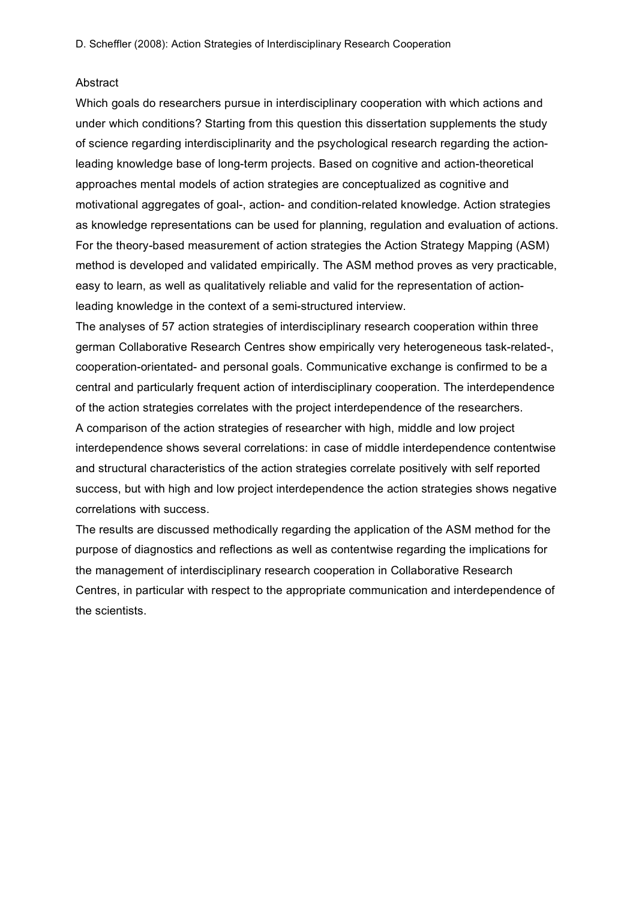Abstract

Which goals do researchers pursue in interdisciplinary cooperation with which actions and under which conditions? Starting from this question this dissertation supplements the study of science regarding interdisciplinarity and the psychological research regarding the action-leading knowledge base of long-term projects. Based on cognitive and action-theoretical approaches mental models of action strategies are conceptualized as cognitive and motivational aggregates of goal-, action- and condition-related knowledge. Action strategies as knowledge representations can be used for planning, regulation and evaluation of actions. For the theory-based measurement of action strategies the Action Strategy Mapping (ASM) method is developed and validated empirically. The ASM method proves as very practicable, easy to learn, as well as qualitatively reliable and valid for the representation of action-leading knowledge in the context of a semi-structured interview.

The analyses of 57 action strategies of interdisciplinary research cooperation within three german Collaborative Research Centres show empirically very heterogeneous task-related-, cooperation-orientated- and personal goals. Communicative exchange is confirmed to be a central and particularly frequent action of interdisciplinary cooperation. The interdependence of the action strategies correlates with the project interdependence of the researchers.

A comparison of the action strategies of researcher with high, middle and low project interdependence shows several correlations: in case of middle interdependence contentwise and structural characteristics of the action strategies correlate positively with self reported success, but with high and low project interdependence the action strategies shows negative correlations with success.

The results are discussed methodically regarding the application of the ASM method for the purpose of diagnostics and reflections as well as contentwise regarding the implications for the management of interdisciplinary research cooperation in Collaborative Research Centres, in particular with respect to the appropriate communication and interdependence of the scientists.